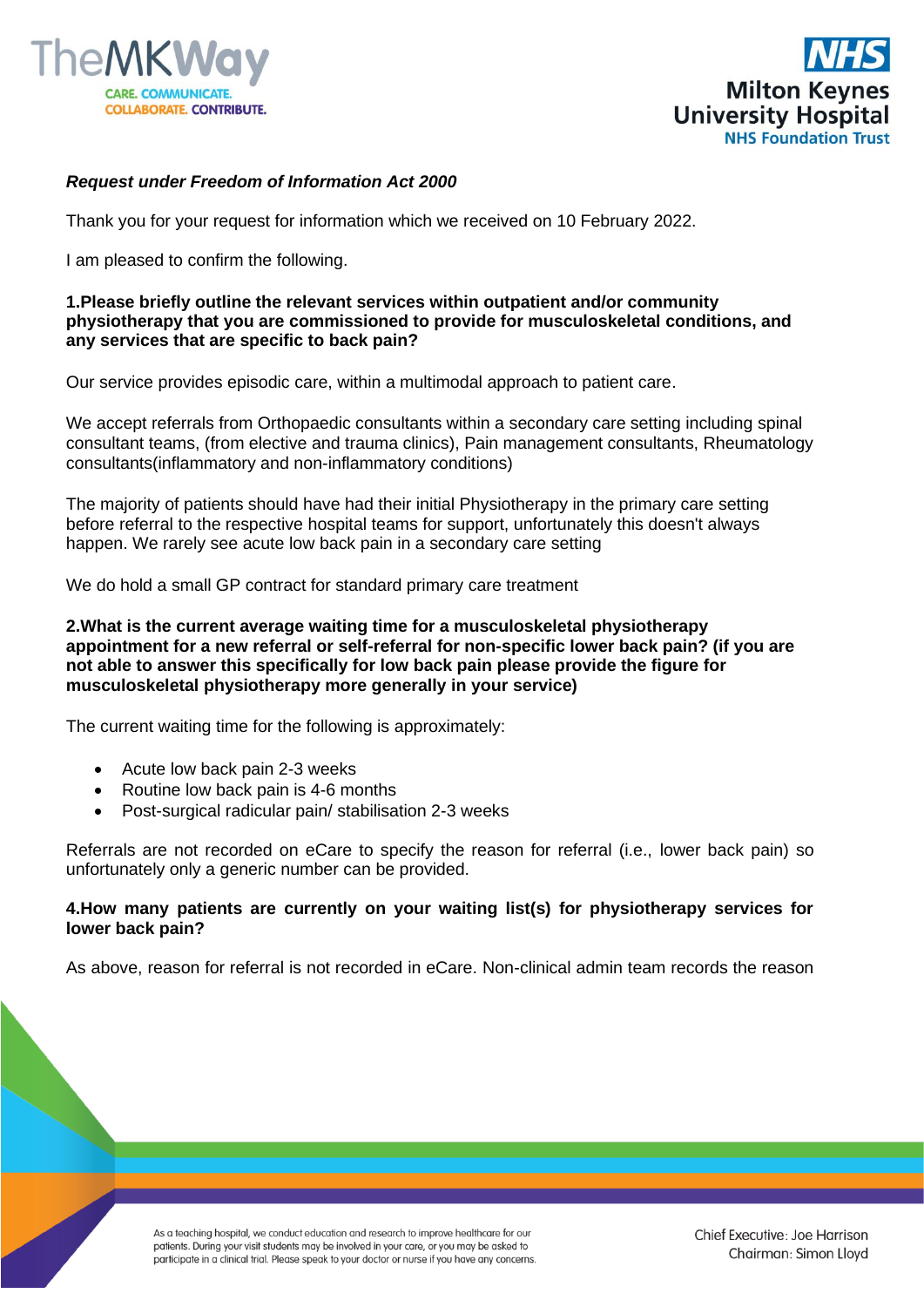***Request under Freedom of Information Act 2000***

Thank you for your request for information which we received on 10 February 2022.

I am pleased to confirm the following.

**1.Please briefly outline the relevant services within outpatient and/or community physiotherapy that you are commissioned to provide for musculoskeletal conditions, and any services that are specific to back pain?**

Our service provides episodic care, within a multimodal approach to patient care.

We accept referrals from Orthopaedic consultants within a secondary care setting including spinal consultant teams, (from elective and trauma clinics), Pain management consultants, Rheumatology consultants(inflammatory and non-inflammatory conditions)

The majority of patients should have had their initial Physiotherapy in the primary care setting before referral to the respective hospital teams for support, unfortunately this doesn't always happen. We rarely see acute low back pain in a secondary care setting

We do hold a small GP contract for standard primary care treatment

**2.What is the current average waiting time for a musculoskeletal physiotherapy appointment for a new referral or self-referral for non-specific lower back pain? (if you are not able to answer this specifically for low back pain please provide the figure for musculoskeletal physiotherapy more generally in your service)**

The current waiting time for the following is approximately:

- Acute low back pain 2-3 weeks
- Routine low back pain is 4-6 months
- Post-surgical radicular pain/ stabilisation 2-3 weeks

Referrals are not recorded on eCare to specify the reason for referral (i.e., lower back pain) so unfortunately only a generic number can be provided.

**4.How many patients are currently on your waiting list(s) for physiotherapy services for lower back pain?**

As above, reason for referral is not recorded in eCare. Non-clinical admin team records the reason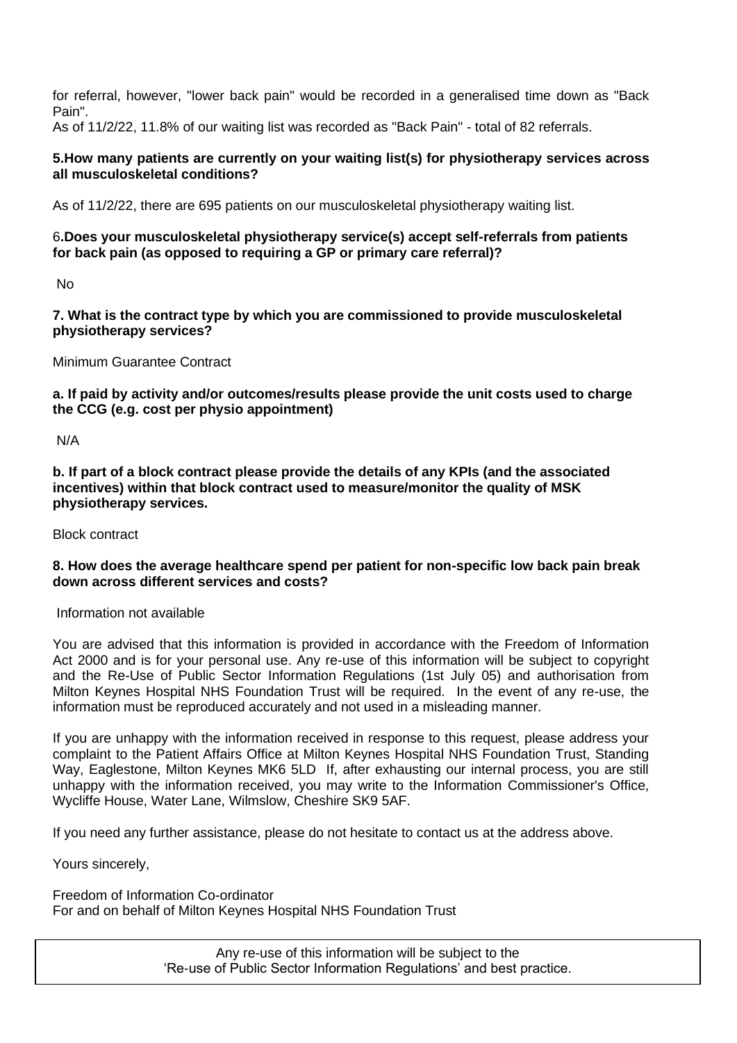for referral, however, "lower back pain" would be recorded in a generalised time down as "Back Pain".
As of 11/2/22, 11.8% of our waiting list was recorded as "Back Pain" - total of 82 referrals.

**5.How many patients are currently on your waiting list(s) for physiotherapy services across all musculoskeletal conditions?**

As of 11/2/22, there are 695 patients on our musculoskeletal physiotherapy waiting list.

6**.Does your musculoskeletal physiotherapy service(s) accept self-referrals from patients for back pain (as opposed to requiring a GP or primary care referral)?**

No

**7. What is the contract type by which you are commissioned to provide musculoskeletal physiotherapy services?**

Minimum Guarantee Contract

**a. If paid by activity and/or outcomes/results please provide the unit costs used to charge the CCG (e.g. cost per physio appointment)**

N/A

**b. If part of a block contract please provide the details of any KPIs (and the associated incentives) within that block contract used to measure/monitor the quality of MSK physiotherapy services.**

Block contract

**8. How does the average healthcare spend per patient for non-specific low back pain break down across different services and costs?**

Information not available

You are advised that this information is provided in accordance with the Freedom of Information Act 2000 and is for your personal use. Any re-use of this information will be subject to copyright and the Re-Use of Public Sector Information Regulations (1st July 05) and authorisation from Milton Keynes Hospital NHS Foundation Trust will be required. In the event of any re-use, the information must be reproduced accurately and not used in a misleading manner.

If you are unhappy with the information received in response to this request, please address your complaint to the Patient Affairs Office at Milton Keynes Hospital NHS Foundation Trust, Standing Way, Eaglestone, Milton Keynes MK6 5LD If, after exhausting our internal process, you are still unhappy with the information received, you may write to the Information Commissioner's Office, Wycliffe House, Water Lane, Wilmslow, Cheshire SK9 5AF.

If you need any further assistance, please do not hesitate to contact us at the address above.

Yours sincerely,

Freedom of Information Co-ordinator
For and on behalf of Milton Keynes Hospital NHS Foundation Trust

Any re-use of this information will be subject to the
'Re-use of Public Sector Information Regulations' and best practice.